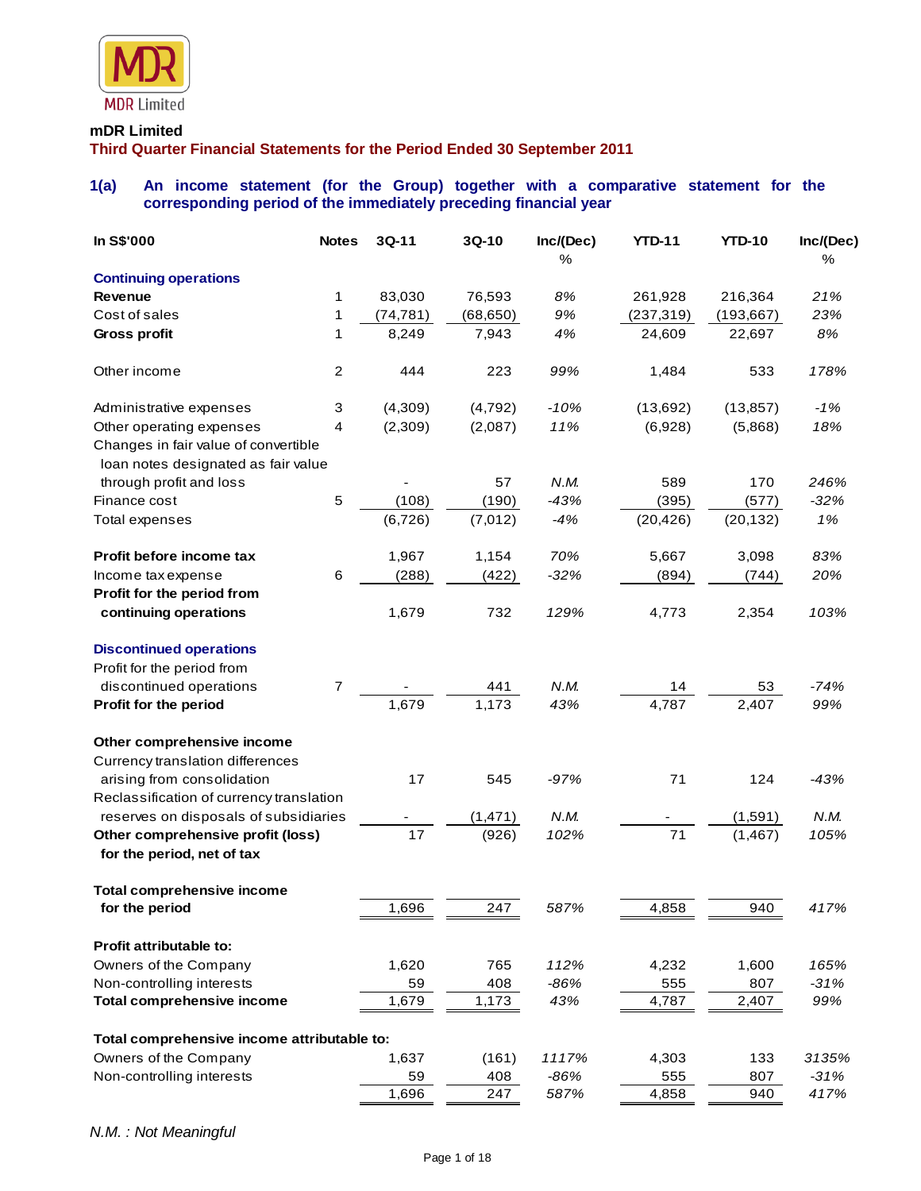**mDR Limited**

**Third Quarter Financial Statements for the Period Ended 30 September 2011**

## 1(a) An income statement (for the Group) together with a comparative statement for the corresponding period of the immediately preceding financial year

| In S$'000 | Notes | 3Q-11 | 3Q-10 | Inc/(Dec) % | YTD-11 | YTD-10 | Inc/(Dec) % |
|---|---|---|---|---|---|---|---|
| **Continuing operations** | | | | | | | |
| **Revenue** | 1 | 83,030 | 76,593 | *8%* | 261,928 | 216,364 | *21%* |
| Cost of sales | 1 | (74,781) | (68,650) | *9%* | (237,319) | (193,667) | *23%* |
| **Gross profit** | 1 | 8,249 | 7,943 | *4%* | 24,609 | 22,697 | *8%* |
| Other income | 2 | 444 | 223 | *99%* | 1,484 | 533 | *178%* |
| Administrative expenses | 3 | (4,309) | (4,792) | *-10%* | (13,692) | (13,857) | *-1%* |
| Other operating expenses | 4 | (2,309) | (2,087) | *11%* | (6,928) | (5,868) | *18%* |
| Changes in fair value of convertible loan notes designated as fair value through profit and loss | | - | 57 | *N.M.* | 589 | 170 | *246%* |
| Finance cost | 5 | (108) | (190) | *-43%* | (395) | (577) | *-32%* |
| Total expenses | | (6,726) | (7,012) | *-4%* | (20,426) | (20,132) | *1%* |
| **Profit before income tax** | | 1,967 | 1,154 | *70%* | 5,667 | 3,098 | *83%* |
| Income tax expense | 6 | (288) | (422) | *-32%* | (894) | (744) | *20%* |
| **Profit for the period from continuing operations** | | 1,679 | 732 | *129%* | 4,773 | 2,354 | *103%* |
| **Discontinued operations** | | | | | | | |
| Profit for the period from discontinued operations | 7 | - | 441 | *N.M.* | 14 | 53 | *-74%* |
| **Profit for the period** | | 1,679 | 1,173 | *43%* | 4,787 | 2,407 | *99%* |
| **Other comprehensive income** | | | | | | | |
| Currency translation differences arising from consolidation | | 17 | 545 | *-97%* | 71 | 124 | *-43%* |
| Reclassification of currency translation reserves on disposals of subsidiaries | | - | (1,471) | *N.M.* | - | (1,591) | *N.M.* |
| **Other comprehensive profit (loss) for the period, net of tax** | | 17 | (926) | *102%* | 71 | (1,467) | *105%* |
| **Total comprehensive income for the period** | | 1,696 | 247 | *587%* | 4,858 | 940 | *417%* |
| **Profit attributable to:** | | | | | | | |
| Owners of the Company | | 1,620 | 765 | *112%* | 4,232 | 1,600 | *165%* |
| Non-controlling interests | | 59 | 408 | *-86%* | 555 | 807 | *-31%* |
| **Total comprehensive income** | | 1,679 | 1,173 | *43%* | 4,787 | 2,407 | *99%* |
| **Total comprehensive income attributable to:** | | | | | | | |
| Owners of the Company | | 1,637 | (161) | *1117%* | 4,303 | 133 | *3135%* |
| Non-controlling interests | | 59 | 408 | *-86%* | 555 | 807 | *-31%* |
| | | 1,696 | 247 | *587%* | 4,858 | 940 | *417%* |

*N.M. : Not Meaningful*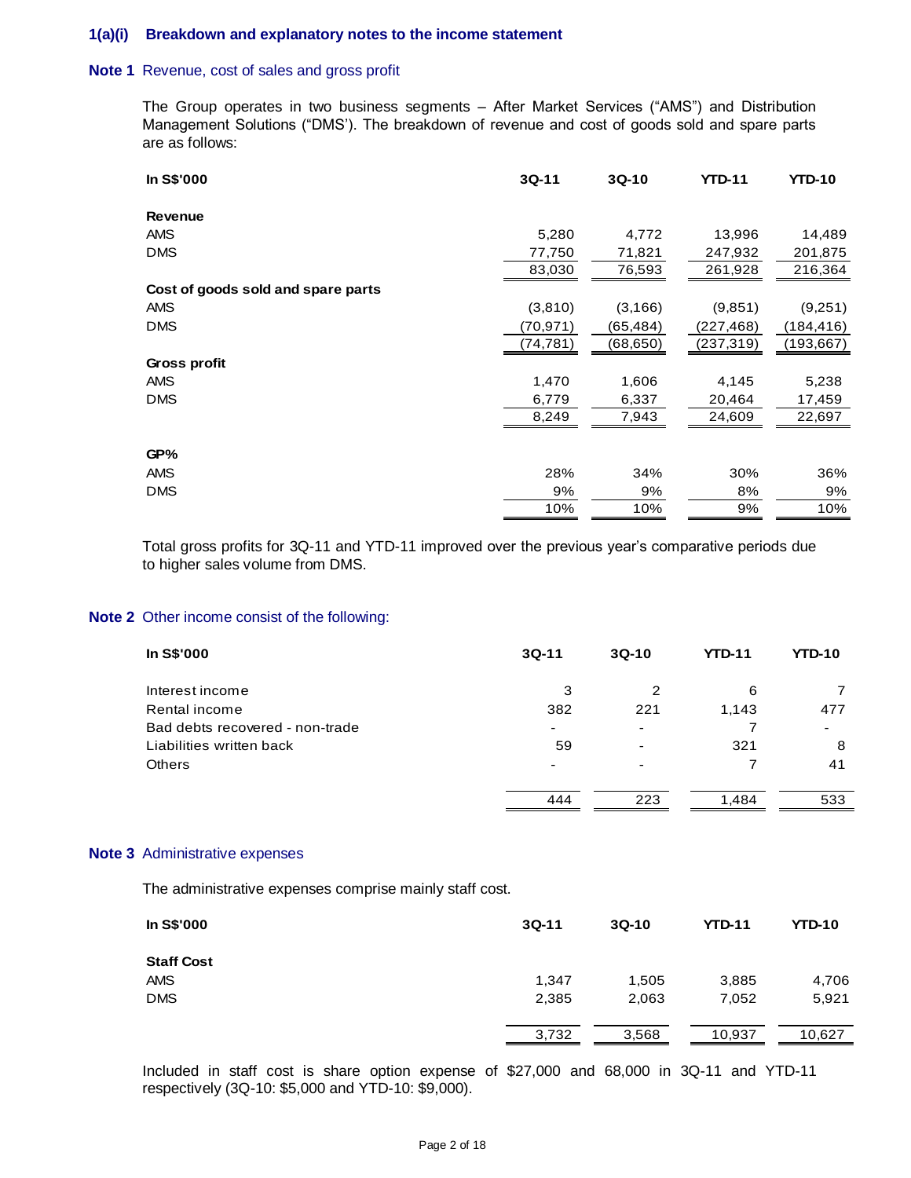## 1(a)(i) Breakdown and explanatory notes to the income statement

### Note 1 Revenue, cost of sales and gross profit

The Group operates in two business segments – After Market Services ("AMS") and Distribution Management Solutions ("DMS'). The breakdown of revenue and cost of goods sold and spare parts are as follows:

| In S$'000 | 3Q-11 | 3Q-10 | YTD-11 | YTD-10 |
|---|---|---|---|---|
| **Revenue** | | | | |
| AMS | 5,280 | 4,772 | 13,996 | 14,489 |
| DMS | 77,750 | 71,821 | 247,932 | 201,875 |
| | 83,030 | 76,593 | 261,928 | 216,364 |
| **Cost of goods sold and spare parts** | | | | |
| AMS | (3,810) | (3,166) | (9,851) | (9,251) |
| DMS | (70,971) | (65,484) | (227,468) | (184,416) |
| | (74,781) | (68,650) | (237,319) | (193,667) |
| **Gross profit** | | | | |
| AMS | 1,470 | 1,606 | 4,145 | 5,238 |
| DMS | 6,779 | 6,337 | 20,464 | 17,459 |
| | 8,249 | 7,943 | 24,609 | 22,697 |
| **GP%** | | | | |
| AMS | 28% | 34% | 30% | 36% |
| DMS | 9% | 9% | 8% | 9% |
| | 10% | 10% | 9% | 10% |

Total gross profits for 3Q-11 and YTD-11 improved over the previous year's comparative periods due to higher sales volume from DMS.

### Note 2 Other income consist of the following:

| In S$'000 | 3Q-11 | 3Q-10 | YTD-11 | YTD-10 |
|---|---|---|---|---|
| Interest income | 3 | 2 | 6 | 7 |
| Rental income | 382 | 221 | 1,143 | 477 |
| Bad debts recovered - non-trade | - | - | 7 | - |
| Liabilities written back | 59 | - | 321 | 8 |
| Others | - | - | 7 | 41 |
| | 444 | 223 | 1,484 | 533 |

### Note 3 Administrative expenses

The administrative expenses comprise mainly staff cost.

| In S$'000 | 3Q-11 | 3Q-10 | YTD-11 | YTD-10 |
|---|---|---|---|---|
| **Staff Cost** | | | | |
| AMS | 1,347 | 1,505 | 3,885 | 4,706 |
| DMS | 2,385 | 2,063 | 7,052 | 5,921 |
| | 3,732 | 3,568 | 10,937 | 10,627 |

Included in staff cost is share option expense of $27,000 and 68,000 in 3Q-11 and YTD-11 respectively (3Q-10: $5,000 and YTD-10: $9,000).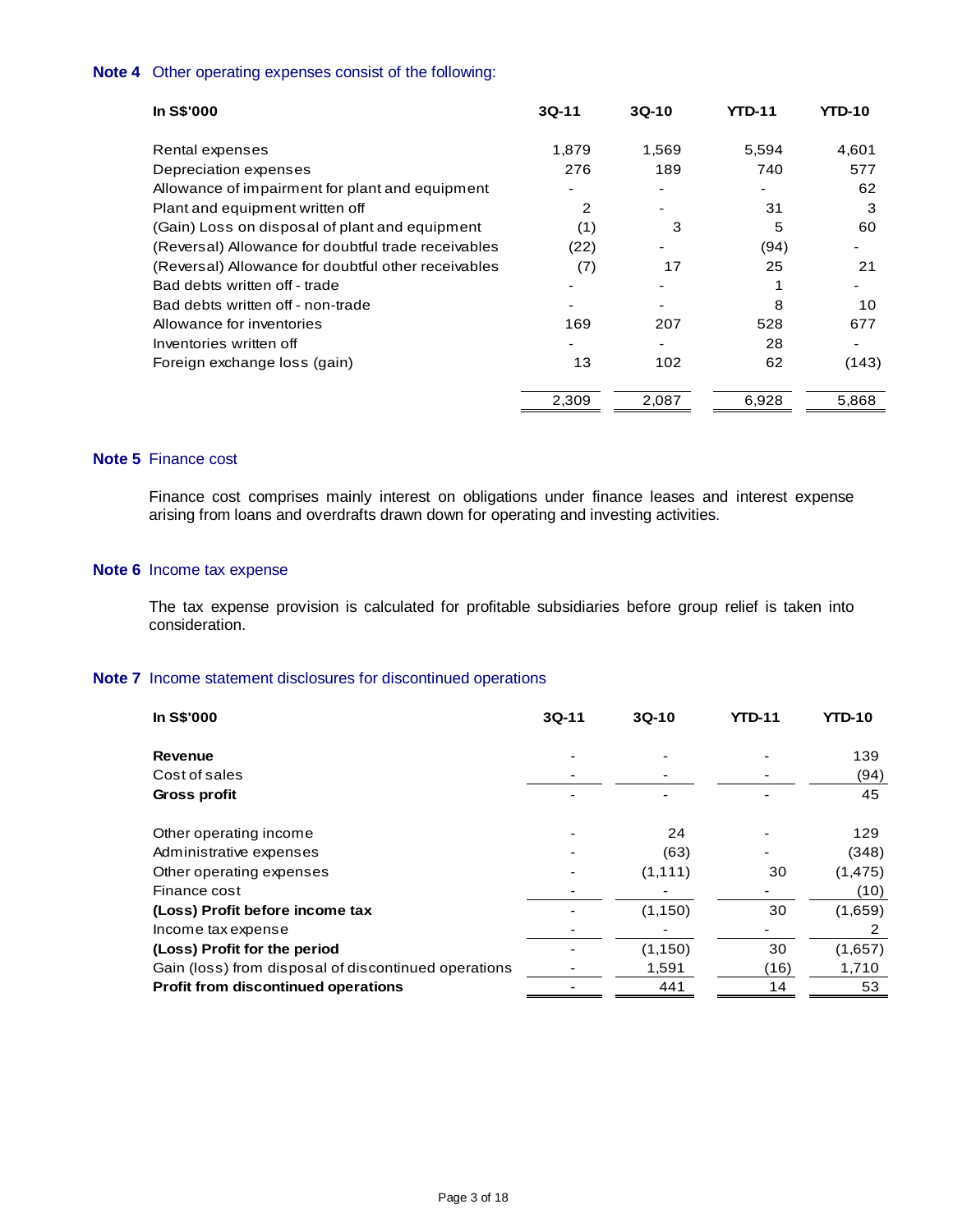**Note 4** Other operating expenses consist of the following:

| In S$'000 | 3Q-11 | 3Q-10 | YTD-11 | YTD-10 |
|---|---|---|---|---|
| Rental expenses | 1,879 | 1,569 | 5,594 | 4,601 |
| Depreciation expenses | 276 | 189 | 740 | 577 |
| Allowance of impairment for plant and equipment | - | - | - | 62 |
| Plant and equipment written off | 2 | - | 31 | 3 |
| (Gain) Loss on disposal of plant and equipment | (1) | 3 | 5 | 60 |
| (Reversal) Allowance for doubtful trade receivables | (22) | - | (94) | - |
| (Reversal) Allowance for doubtful other receivables | (7) | 17 | 25 | 21 |
| Bad debts written off - trade | - | - | 1 | - |
| Bad debts written off - non-trade | - | - | 8 | 10 |
| Allowance for inventories | 169 | 207 | 528 | 677 |
| Inventories written off | - | - | 28 | - |
| Foreign exchange loss (gain) | 13 | 102 | 62 | (143) |
| | 2,309 | 2,087 | 6,928 | 5,868 |

**Note 5** Finance cost

Finance cost comprises mainly interest on obligations under finance leases and interest expense arising from loans and overdrafts drawn down for operating and investing activities.

**Note 6** Income tax expense

The tax expense provision is calculated for profitable subsidiaries before group relief is taken into consideration.

**Note 7** Income statement disclosures for discontinued operations

| In S$'000 | 3Q-11 | 3Q-10 | YTD-11 | YTD-10 |
|---|---|---|---|---|
| **Revenue** | - | - | - | 139 |
| Cost of sales | - | - | - | (94) |
| **Gross profit** | - | - | - | 45 |
| Other operating income | - | 24 | - | 129 |
| Administrative expenses | - | (63) | - | (348) |
| Other operating expenses | - | (1,111) | 30 | (1,475) |
| Finance cost | - | - | - | (10) |
| **(Loss) Profit before income tax** | - | (1,150) | 30 | (1,659) |
| Income tax expense | - | - | - | 2 |
| **(Loss) Profit for the period** | - | (1,150) | 30 | (1,657) |
| Gain (loss) from disposal of discontinued operations | - | 1,591 | (16) | 1,710 |
| **Profit from discontinued operations** | - | 441 | 14 | 53 |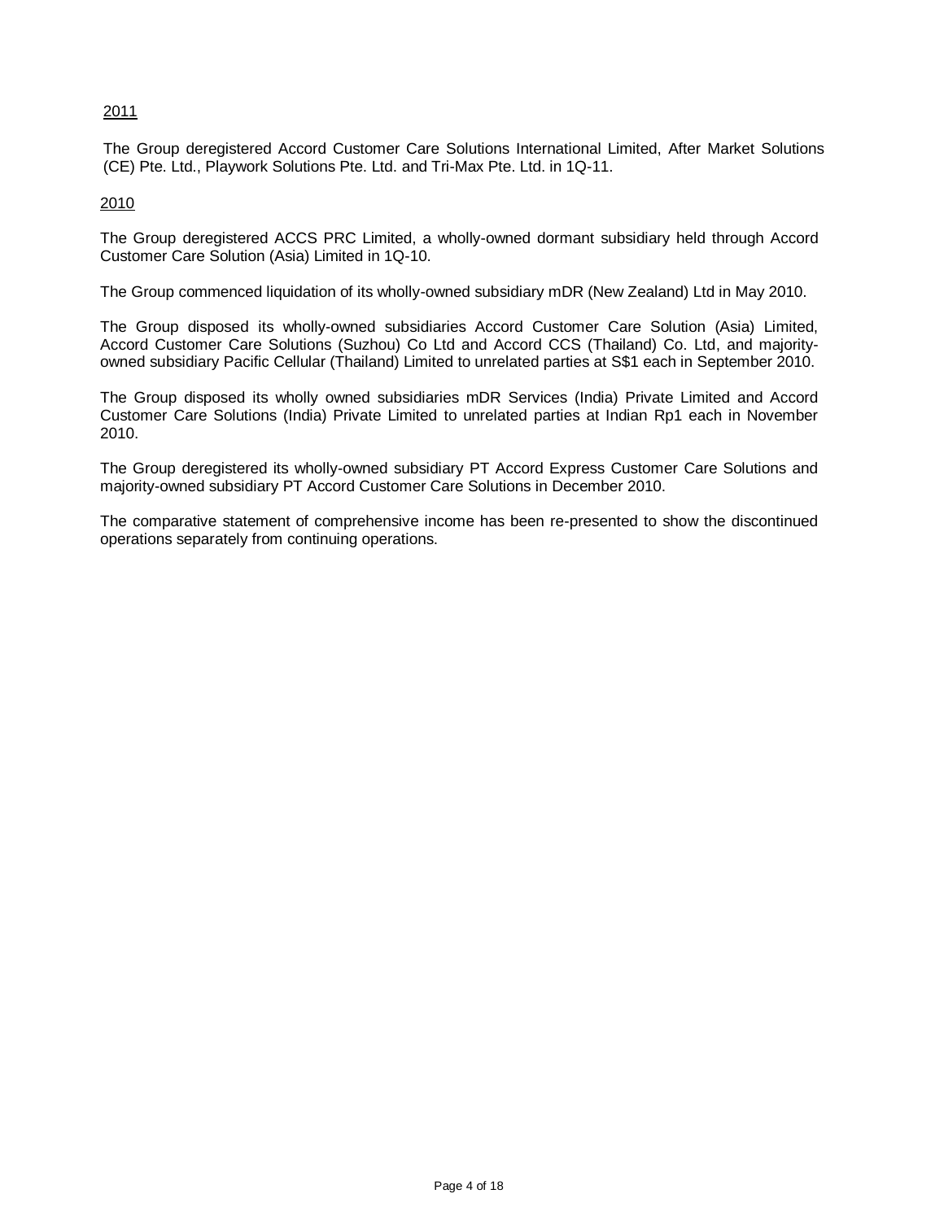<u>2011</u>

The Group deregistered Accord Customer Care Solutions International Limited, After Market Solutions (CE) Pte. Ltd., Playwork Solutions Pte. Ltd. and Tri-Max Pte. Ltd. in 1Q-11.

<u>2010</u>

The Group deregistered ACCS PRC Limited, a wholly-owned dormant subsidiary held through Accord Customer Care Solution (Asia) Limited in 1Q-10.

The Group commenced liquidation of its wholly-owned subsidiary mDR (New Zealand) Ltd in May 2010.

The Group disposed its wholly-owned subsidiaries Accord Customer Care Solution (Asia) Limited, Accord Customer Care Solutions (Suzhou) Co Ltd and Accord CCS (Thailand) Co. Ltd, and majority-owned subsidiary Pacific Cellular (Thailand) Limited to unrelated parties at S$1 each in September 2010.

The Group disposed its wholly owned subsidiaries mDR Services (India) Private Limited and Accord Customer Care Solutions (India) Private Limited to unrelated parties at Indian Rp1 each in November 2010.

The Group deregistered its wholly-owned subsidiary PT Accord Express Customer Care Solutions and majority-owned subsidiary PT Accord Customer Care Solutions in December 2010.

The comparative statement of comprehensive income has been re-presented to show the discontinued operations separately from continuing operations.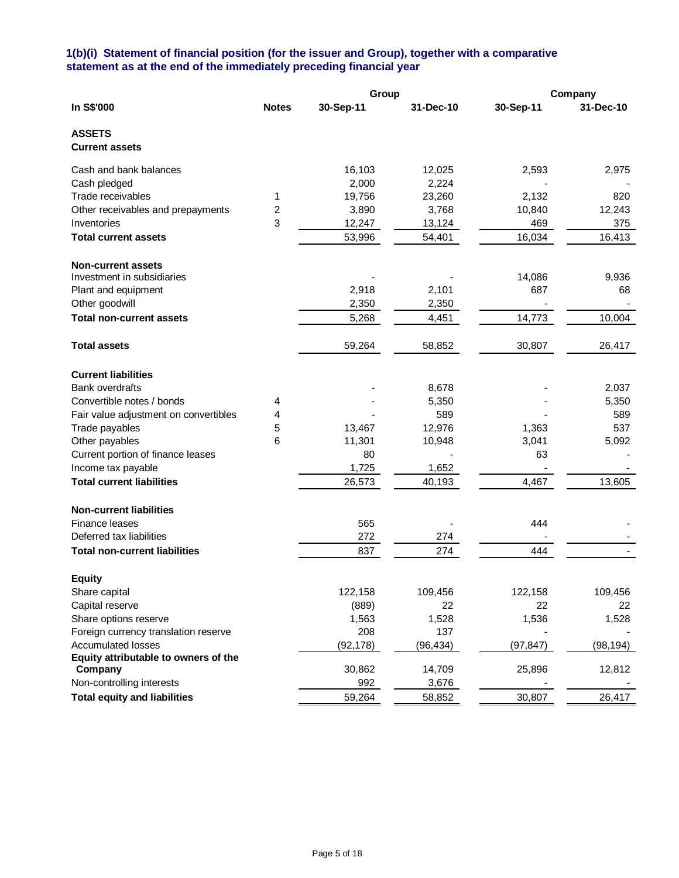### 1(b)(i) Statement of financial position (for the issuer and Group), together with a comparative statement as at the end of the immediately preceding financial year

| In S$'000 | Notes | Group | | Company | |
|---|---|---|---|---|---|
| | | 30-Sep-11 | 31-Dec-10 | 30-Sep-11 | 31-Dec-10 |
| **ASSETS** | | | | | |
| **Current assets** | | | | | |
| Cash and bank balances | | 16,103 | 12,025 | 2,593 | 2,975 |
| Cash pledged | | 2,000 | 2,224 | - | - |
| Trade receivables | 1 | 19,756 | 23,260 | 2,132 | 820 |
| Other receivables and prepayments | 2 | 3,890 | 3,768 | 10,840 | 12,243 |
| Inventories | 3 | 12,247 | 13,124 | 469 | 375 |
| **Total current assets** | | 53,996 | 54,401 | 16,034 | 16,413 |
| **Non-current assets** | | | | | |
| Investment in subsidiaries | | - | - | 14,086 | 9,936 |
| Plant and equipment | | 2,918 | 2,101 | 687 | 68 |
| Other goodwill | | 2,350 | 2,350 | - | - |
| **Total non-current assets** | | 5,268 | 4,451 | 14,773 | 10,004 |
| **Total assets** | | 59,264 | 58,852 | 30,807 | 26,417 |
| **Current liabilities** | | | | | |
| Bank overdrafts | | - | 8,678 | - | 2,037 |
| Convertible notes / bonds | 4 | - | 5,350 | - | 5,350 |
| Fair value adjustment on convertibles | 4 | - | 589 | - | 589 |
| Trade payables | 5 | 13,467 | 12,976 | 1,363 | 537 |
| Other payables | 6 | 11,301 | 10,948 | 3,041 | 5,092 |
| Current portion of finance leases | | 80 | - | 63 | - |
| Income tax payable | | 1,725 | 1,652 | - | - |
| **Total current liabilities** | | 26,573 | 40,193 | 4,467 | 13,605 |
| **Non-current liabilities** | | | | | |
| Finance leases | | 565 | - | 444 | - |
| Deferred tax liabilities | | 272 | 274 | - | - |
| **Total non-current liabilities** | | 837 | 274 | 444 | - |
| **Equity** | | | | | |
| Share capital | | 122,158 | 109,456 | 122,158 | 109,456 |
| Capital reserve | | (889) | 22 | 22 | 22 |
| Share options reserve | | 1,563 | 1,528 | 1,536 | 1,528 |
| Foreign currency translation reserve | | 208 | 137 | - | - |
| Accumulated losses | | (92,178) | (96,434) | (97,847) | (98,194) |
| **Equity attributable to owners of the Company** | | 30,862 | 14,709 | 25,896 | 12,812 |
| Non-controlling interests | | 992 | 3,676 | - | - |
| **Total equity and liabilities** | | 59,264 | 58,852 | 30,807 | 26,417 |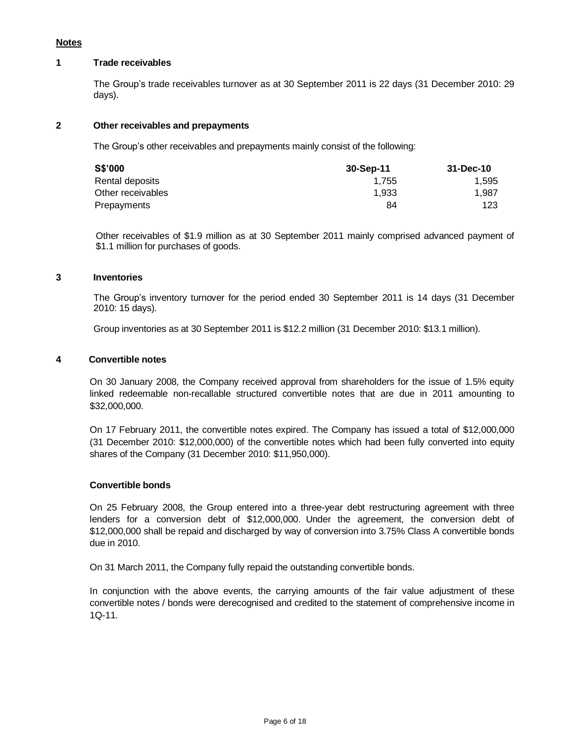**Notes**

**1 Trade receivables**

The Group's trade receivables turnover as at 30 September 2011 is 22 days (31 December 2010: 29 days).

**2 Other receivables and prepayments**

The Group's other receivables and prepayments mainly consist of the following:

| S$'000 | 30-Sep-11 | 31-Dec-10 |
|---|---|---|
| Rental deposits | 1,755 | 1,595 |
| Other receivables | 1,933 | 1,987 |
| Prepayments | 84 | 123 |

Other receivables of $1.9 million as at 30 September 2011 mainly comprised advanced payment of $1.1 million for purchases of goods.

**3 Inventories**

The Group's inventory turnover for the period ended 30 September 2011 is 14 days (31 December 2010: 15 days).

Group inventories as at 30 September 2011 is $12.2 million (31 December 2010: $13.1 million).

**4 Convertible notes**

On 30 January 2008, the Company received approval from shareholders for the issue of 1.5% equity linked redeemable non-recallable structured convertible notes that are due in 2011 amounting to $32,000,000.

On 17 February 2011, the convertible notes expired. The Company has issued a total of $12,000,000 (31 December 2010: $12,000,000) of the convertible notes which had been fully converted into equity shares of the Company (31 December 2010: $11,950,000).

**Convertible bonds**

On 25 February 2008, the Group entered into a three-year debt restructuring agreement with three lenders for a conversion debt of $12,000,000. Under the agreement, the conversion debt of $12,000,000 shall be repaid and discharged by way of conversion into 3.75% Class A convertible bonds due in 2010.

On 31 March 2011, the Company fully repaid the outstanding convertible bonds.

In conjunction with the above events, the carrying amounts of the fair value adjustment of these convertible notes / bonds were derecognised and credited to the statement of comprehensive income in 1Q-11.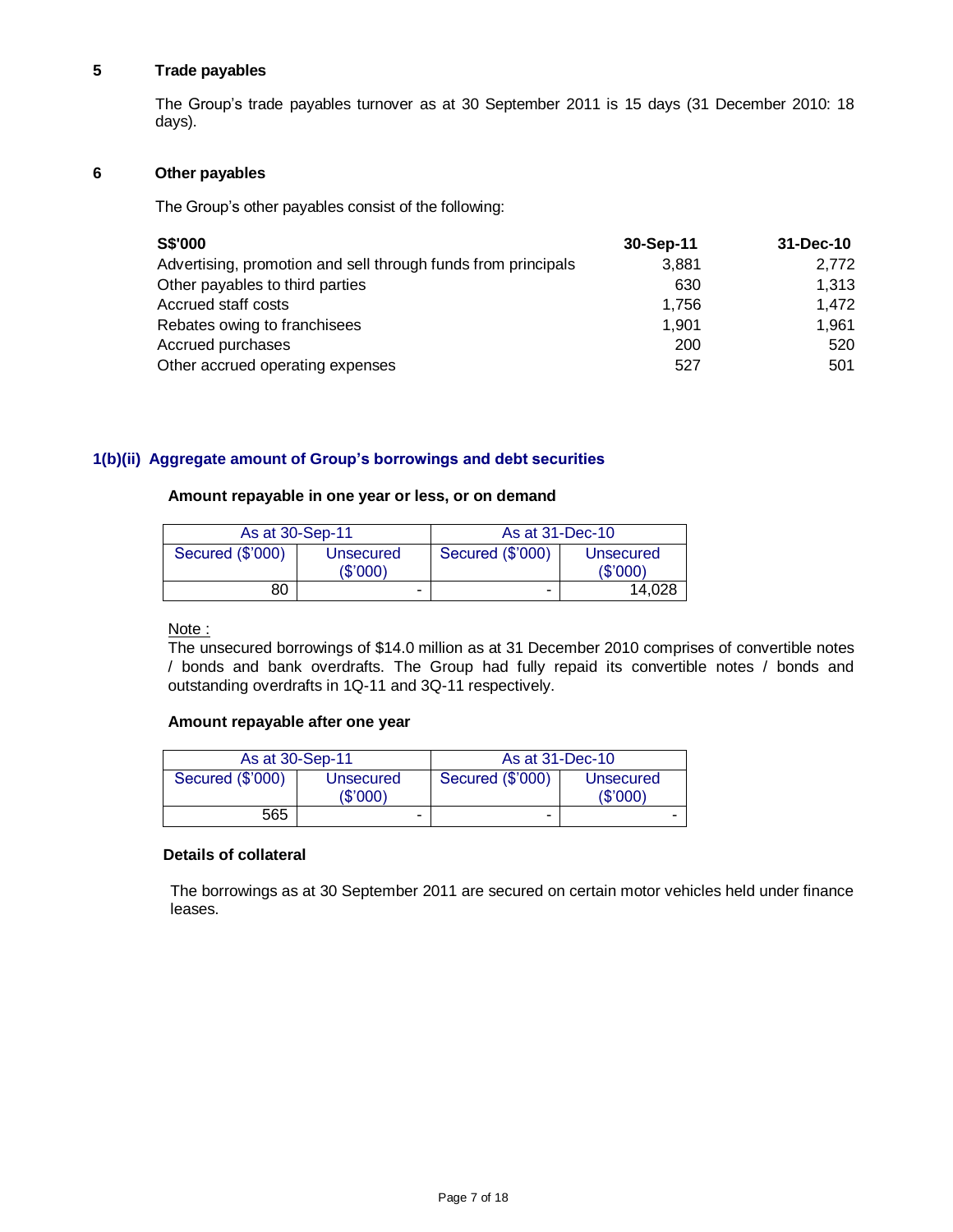## 5 Trade payables

The Group's trade payables turnover as at 30 September 2011 is 15 days (31 December 2010: 18 days).

## 6 Other payables

The Group's other payables consist of the following:

| S$'000 | 30-Sep-11 | 31-Dec-10 |
|---|---|---|
| Advertising, promotion and sell through funds from principals | 3,881 | 2,772 |
| Other payables to third parties | 630 | 1,313 |
| Accrued staff costs | 1,756 | 1,472 |
| Rebates owing to franchisees | 1,901 | 1,961 |
| Accrued purchases | 200 | 520 |
| Other accrued operating expenses | 527 | 501 |

## 1(b)(ii) Aggregate amount of Group's borrowings and debt securities

**Amount repayable in one year or less, or on demand**

| As at 30-Sep-11 | | As at 31-Dec-10 | |
|---|---|---|---|
| Secured ($'000) | Unsecured ($'000) | Secured ($'000) | Unsecured ($'000) |
| 80 | - | - | 14,028 |

Note :
The unsecured borrowings of $14.0 million as at 31 December 2010 comprises of convertible notes / bonds and bank overdrafts. The Group had fully repaid its convertible notes / bonds and outstanding overdrafts in 1Q-11 and 3Q-11 respectively.

**Amount repayable after one year**

| As at 30-Sep-11 | | As at 31-Dec-10 | |
|---|---|---|---|
| Secured ($'000) | Unsecured ($'000) | Secured ($'000) | Unsecured ($'000) |
| 565 | - | - | - |

**Details of collateral**

The borrowings as at 30 September 2011 are secured on certain motor vehicles held under finance leases.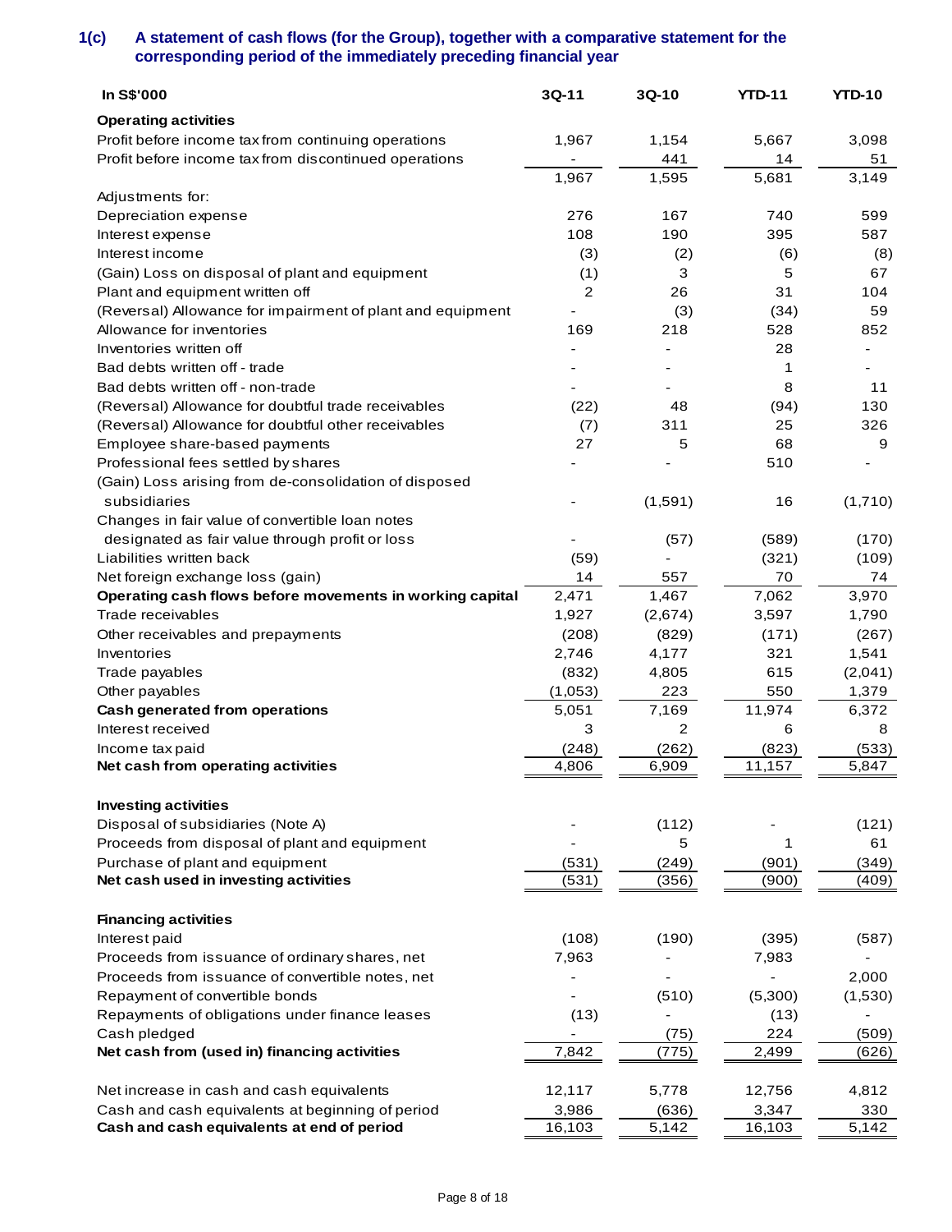## 1(c) A statement of cash flows (for the Group), together with a comparative statement for the corresponding period of the immediately preceding financial year

| In S$'000 | 3Q-11 | 3Q-10 | YTD-11 | YTD-10 |
|---|---|---|---|---|
| **Operating activities** | | | | |
| Profit before income tax from continuing operations | 1,967 | 1,154 | 5,667 | 3,098 |
| Profit before income tax from discontinued operations | - | 441 | 14 | 51 |
| | 1,967 | 1,595 | 5,681 | 3,149 |
| Adjustments for: | | | | |
| Depreciation expense | 276 | 167 | 740 | 599 |
| Interest expense | 108 | 190 | 395 | 587 |
| Interest income | (3) | (2) | (6) | (8) |
| (Gain) Loss on disposal of plant and equipment | (1) | 3 | 5 | 67 |
| Plant and equipment written off | 2 | 26 | 31 | 104 |
| (Reversal) Allowance for impairment of plant and equipment | - | (3) | (34) | 59 |
| Allowance for inventories | 169 | 218 | 528 | 852 |
| Inventories written off | - | - | 28 | - |
| Bad debts written off - trade | - | - | 1 | - |
| Bad debts written off - non-trade | - | - | 8 | 11 |
| (Reversal) Allowance for doubtful trade receivables | (22) | 48 | (94) | 130 |
| (Reversal) Allowance for doubtful other receivables | (7) | 311 | 25 | 326 |
| Employee share-based payments | 27 | 5 | 68 | 9 |
| Professional fees settled by shares | - | - | 510 | - |
| (Gain) Loss arising from de-consolidation of disposed subsidiaries | - | (1,591) | 16 | (1,710) |
| Changes in fair value of convertible loan notes designated as fair value through profit or loss | - | (57) | (589) | (170) |
| Liabilities written back | (59) | - | (321) | (109) |
| Net foreign exchange loss (gain) | 14 | 557 | 70 | 74 |
| **Operating cash flows before movements in working capital** | 2,471 | 1,467 | 7,062 | 3,970 |
| Trade receivables | 1,927 | (2,674) | 3,597 | 1,790 |
| Other receivables and prepayments | (208) | (829) | (171) | (267) |
| Inventories | 2,746 | 4,177 | 321 | 1,541 |
| Trade payables | (832) | 4,805 | 615 | (2,041) |
| Other payables | (1,053) | 223 | 550 | 1,379 |
| **Cash generated from operations** | 5,051 | 7,169 | 11,974 | 6,372 |
| Interest received | 3 | 2 | 6 | 8 |
| Income tax paid | (248) | (262) | (823) | (533) |
| **Net cash from operating activities** | 4,806 | 6,909 | 11,157 | 5,847 |
| | | | | |
| **Investing activities** | | | | |
| Disposal of subsidiaries (Note A) | - | (112) | - | (121) |
| Proceeds from disposal of plant and equipment | - | 5 | 1 | 61 |
| Purchase of plant and equipment | (531) | (249) | (901) | (349) |
| **Net cash used in investing activities** | (531) | (356) | (900) | (409) |
| | | | | |
| **Financing activities** | | | | |
| Interest paid | (108) | (190) | (395) | (587) |
| Proceeds from issuance of ordinary shares, net | 7,963 | - | 7,983 | - |
| Proceeds from issuance of convertible notes, net | - | - | - | 2,000 |
| Repayment of convertible bonds | - | (510) | (5,300) | (1,530) |
| Repayments of obligations under finance leases | (13) | - | (13) | - |
| Cash pledged | - | (75) | 224 | (509) |
| **Net cash from (used in) financing activities** | 7,842 | (775) | 2,499 | (626) |
| | | | | |
| Net increase in cash and cash equivalents | 12,117 | 5,778 | 12,756 | 4,812 |
| Cash and cash equivalents at beginning of period | 3,986 | (636) | 3,347 | 330 |
| **Cash and cash equivalents at end of period** | 16,103 | 5,142 | 16,103 | 5,142 |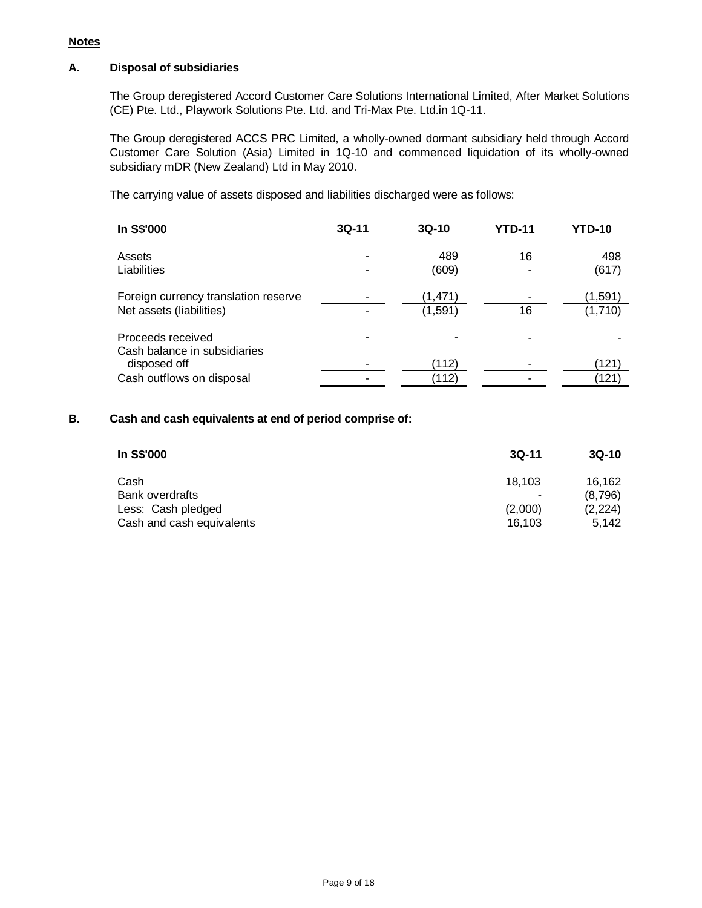**Notes**

**A. Disposal of subsidiaries**

The Group deregistered Accord Customer Care Solutions International Limited, After Market Solutions (CE) Pte. Ltd., Playwork Solutions Pte. Ltd. and Tri-Max Pte. Ltd.in 1Q-11.

The Group deregistered ACCS PRC Limited, a wholly-owned dormant subsidiary held through Accord Customer Care Solution (Asia) Limited in 1Q-10 and commenced liquidation of its wholly-owned subsidiary mDR (New Zealand) Ltd in May 2010.

The carrying value of assets disposed and liabilities discharged were as follows:

| In S$'000 | 3Q-11 | 3Q-10 | YTD-11 | YTD-10 |
|---|---|---|---|---|
| Assets | - | 489 | 16 | 498 |
| Liabilities | - | (609) | - | (617) |
| Foreign currency translation reserve | - | (1,471) | - | (1,591) |
| Net assets (liabilities) | - | (1,591) | 16 | (1,710) |
| Proceeds received | - | - | - | - |
| Cash balance in subsidiaries disposed off | - | (112) | - | (121) |
| Cash outflows on disposal | - | (112) | - | (121) |

**B. Cash and cash equivalents at end of period comprise of:**

| In S$'000 | 3Q-11 | 3Q-10 |
|---|---|---|
| Cash | 18,103 | 16,162 |
| Bank overdrafts | - | (8,796) |
| Less: Cash pledged | (2,000) | (2,224) |
| Cash and cash equivalents | 16,103 | 5,142 |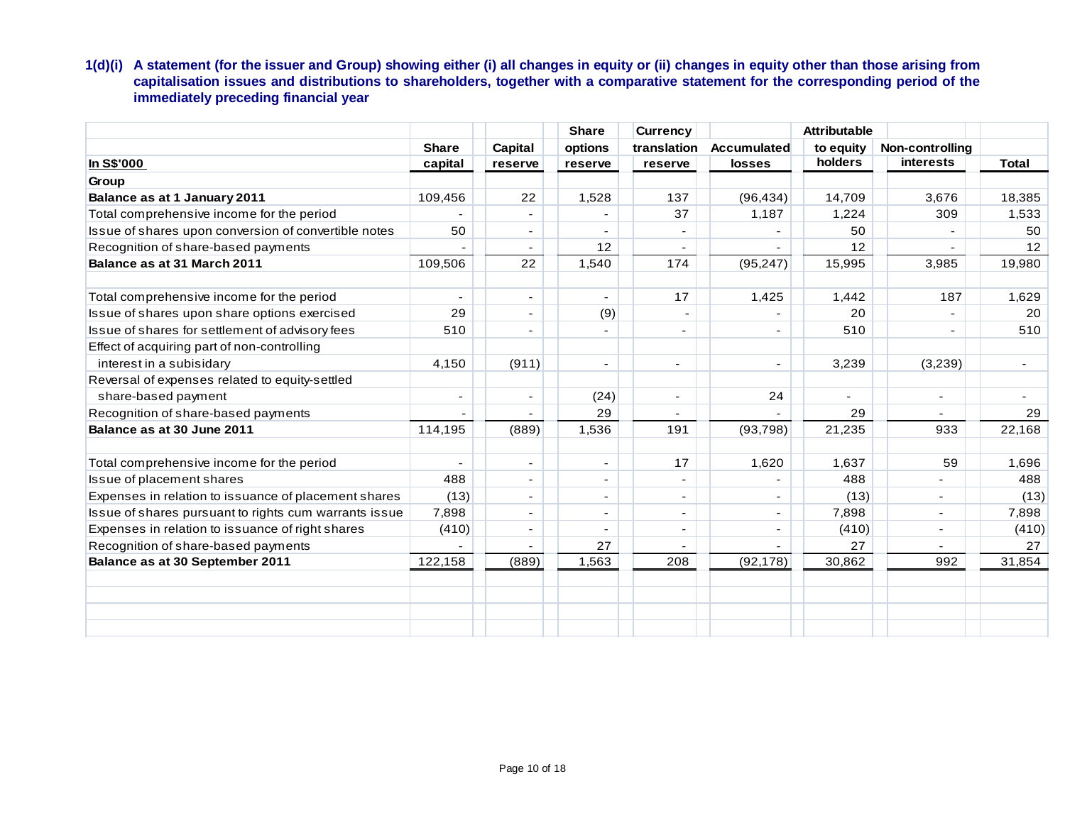**1(d)(i) A statement (for the issuer and Group) showing either (i) all changes in equity or (ii) changes in equity other than those arising from capitalisation issues and distributions to shareholders, together with a comparative statement for the corresponding period of the immediately preceding financial year**

| In S$'000 | Share capital | Capital reserve | Share options reserve | Currency translation reserve | Accumulated losses | Attributable to equity holders | Non-controlling interests | Total |
|---|---|---|---|---|---|---|---|---|
| **Group** | | | | | | | | |
| **Balance as at 1 January 2011** | 109,456 | 22 | 1,528 | 137 | (96,434) | 14,709 | 3,676 | 18,385 |
| Total comprehensive income for the period | - | - | - | 37 | 1,187 | 1,224 | 309 | 1,533 |
| Issue of shares upon conversion of convertible notes | 50 | - | - | - | - | 50 | - | 50 |
| Recognition of share-based payments | - | - | 12 | - | - | 12 | - | 12 |
| **Balance as at 31 March 2011** | 109,506 | 22 | 1,540 | 174 | (95,247) | 15,995 | 3,985 | 19,980 |
| | | | | | | | | |
| Total comprehensive income for the period | - | - | - | 17 | 1,425 | 1,442 | 187 | 1,629 |
| Issue of shares upon share options exercised | 29 | - | (9) | - | - | 20 | - | 20 |
| Issue of shares for settlement of advisory fees | 510 | - | - | - | - | 510 | - | 510 |
| Effect of acquiring part of non-controlling interest in a subisidary | 4,150 | (911) | - | - | - | 3,239 | (3,239) | - |
| Reversal of expenses related to equity-settled share-based payment | - | - | (24) | - | 24 | - | - | - |
| Recognition of share-based payments | - | - | 29 | - | - | 29 | - | 29 |
| **Balance as at 30 June 2011** | 114,195 | (889) | 1,536 | 191 | (93,798) | 21,235 | 933 | 22,168 |
| | | | | | | | | |
| Total comprehensive income for the period | - | - | - | 17 | 1,620 | 1,637 | 59 | 1,696 |
| Issue of placement shares | 488 | - | - | - | - | 488 | - | 488 |
| Expenses in relation to issuance of placement shares | (13) | - | - | - | - | (13) | - | (13) |
| Issue of shares pursuant to rights cum warrants issue | 7,898 | - | - | - | - | 7,898 | - | 7,898 |
| Expenses in relation to issuance of right shares | (410) | - | - | - | - | (410) | - | (410) |
| Recognition of share-based payments | - | - | 27 | - | - | 27 | - | 27 |
| **Balance as at 30 September 2011** | 122,158 | (889) | 1,563 | 208 | (92,178) | 30,862 | 992 | 31,854 |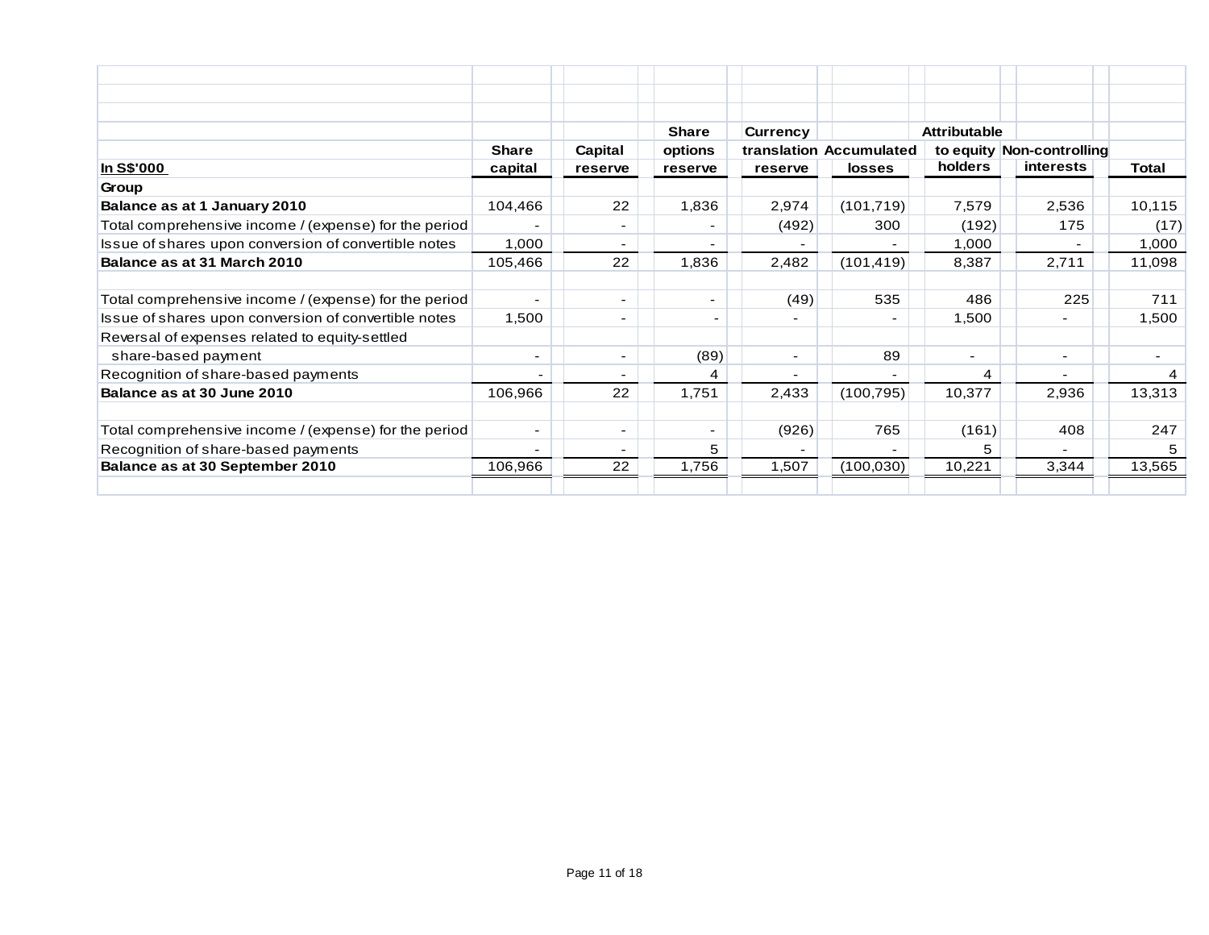| In S$'000 | Share capital | Capital reserve | Share options reserve | Currency translation reserve | Accumulated losses | Attributable to equity holders | Non-controlling interests | Total |
|---|---|---|---|---|---|---|---|---|
| **Group** | | | | | | | | |
| **Balance as at 1 January 2010** | 104,466 | 22 | 1,836 | 2,974 | (101,719) | 7,579 | 2,536 | 10,115 |
| Total comprehensive income / (expense) for the period | - | - | - | (492) | 300 | (192) | 175 | (17) |
| Issue of shares upon conversion of convertible notes | 1,000 | - | - | - | - | 1,000 | - | 1,000 |
| **Balance as at 31 March 2010** | 105,466 | 22 | 1,836 | 2,482 | (101,419) | 8,387 | 2,711 | 11,098 |
| | | | | | | | | |
| Total comprehensive income / (expense) for the period | - | - | - | (49) | 535 | 486 | 225 | 711 |
| Issue of shares upon conversion of convertible notes | 1,500 | - | - | - | - | 1,500 | - | 1,500 |
| Reversal of expenses related to equity-settled share-based payment | - | - | (89) | - | 89 | - | - | - |
| Recognition of share-based payments | - | - | 4 | - | - | 4 | - | 4 |
| **Balance as at 30 June 2010** | 106,966 | 22 | 1,751 | 2,433 | (100,795) | 10,377 | 2,936 | 13,313 |
| | | | | | | | | |
| Total comprehensive income / (expense) for the period | - | - | - | (926) | 765 | (161) | 408 | 247 |
| Recognition of share-based payments | - | - | 5 | - | - | 5 | - | 5 |
| **Balance as at 30 September 2010** | 106,966 | 22 | 1,756 | 1,507 | (100,030) | 10,221 | 3,344 | 13,565 |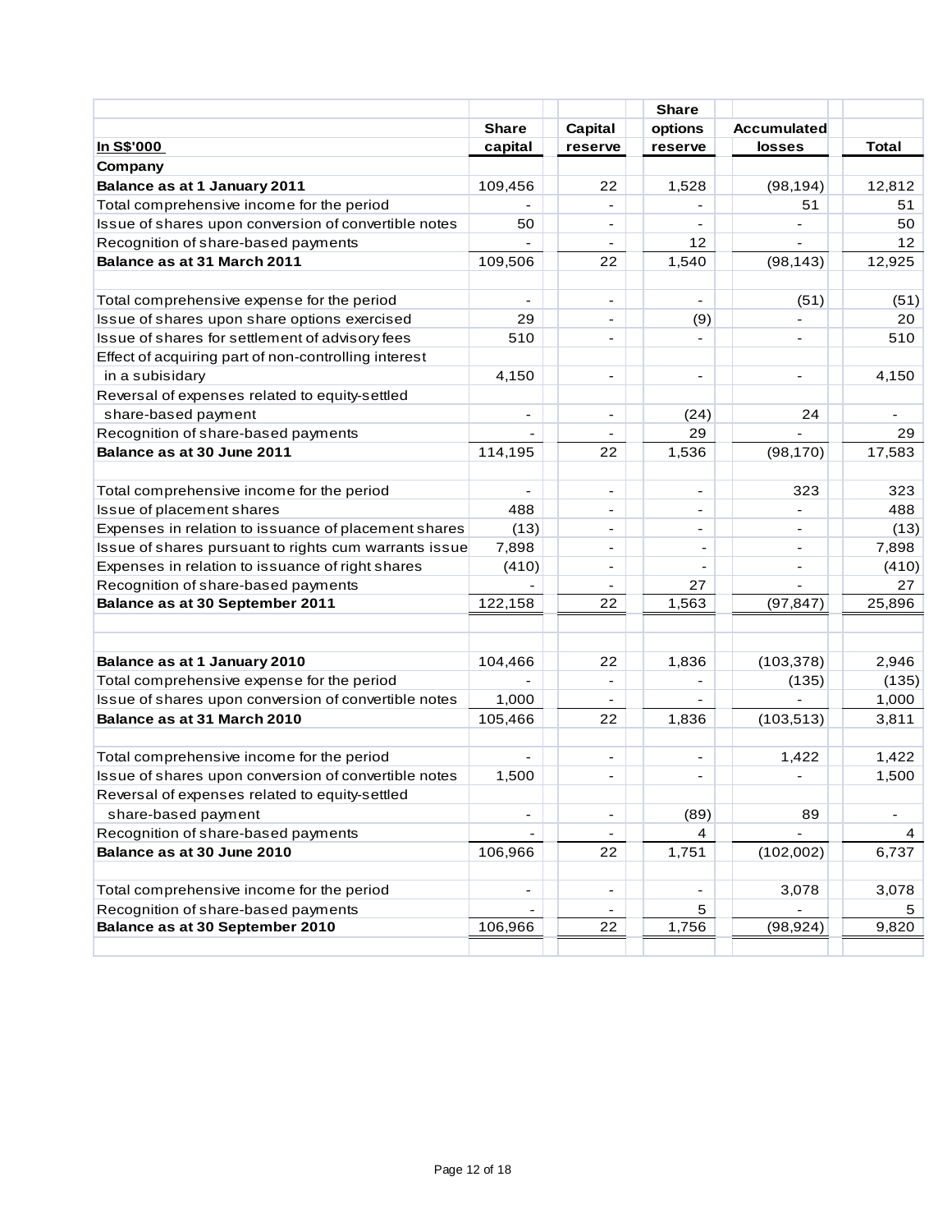| In S$'000 | Share capital | Capital reserve | Share options reserve | Accumulated losses | Total |
|---|---|---|---|---|---|
| **Company** | | | | | |
| **Balance as at 1 January 2011** | 109,456 | 22 | 1,528 | (98,194) | 12,812 |
| Total comprehensive income for the period | - | - | - | 51 | 51 |
| Issue of shares upon conversion of convertible notes | 50 | - | - | - | 50 |
| Recognition of share-based payments | - | - | 12 | - | 12 |
| **Balance as at 31 March 2011** | 109,506 | 22 | 1,540 | (98,143) | 12,925 |
| | | | | | |
| Total comprehensive expense for the period | - | - | - | (51) | (51) |
| Issue of shares upon share options exercised | 29 | - | (9) | - | 20 |
| Issue of shares for settlement of advisory fees | 510 | - | - | - | 510 |
| Effect of acquiring part of non-controlling interest in a subisidary | 4,150 | - | - | - | 4,150 |
| Reversal of expenses related to equity-settled share-based payment | - | - | (24) | 24 | - |
| Recognition of share-based payments | - | - | 29 | - | 29 |
| **Balance as at 30 June 2011** | 114,195 | 22 | 1,536 | (98,170) | 17,583 |
| | | | | | |
| Total comprehensive income for the period | - | - | - | 323 | 323 |
| Issue of placement shares | 488 | - | - | - | 488 |
| Expenses in relation to issuance of placement shares | (13) | - | - | - | (13) |
| Issue of shares pursuant to rights cum warrants issue | 7,898 | - | - | - | 7,898 |
| Expenses in relation to issuance of right shares | (410) | - | - | - | (410) |
| Recognition of share-based payments | - | - | 27 | - | 27 |
| **Balance as at 30 September 2011** | 122,158 | 22 | 1,563 | (97,847) | 25,896 |
| | | | | | |
| **Balance as at 1 January 2010** | 104,466 | 22 | 1,836 | (103,378) | 2,946 |
| Total comprehensive expense for the period | - | - | - | (135) | (135) |
| Issue of shares upon conversion of convertible notes | 1,000 | - | - | - | 1,000 |
| **Balance as at 31 March 2010** | 105,466 | 22 | 1,836 | (103,513) | 3,811 |
| | | | | | |
| Total comprehensive income for the period | - | - | - | 1,422 | 1,422 |
| Issue of shares upon conversion of convertible notes | 1,500 | - | - | - | 1,500 |
| Reversal of expenses related to equity-settled share-based payment | - | - | (89) | 89 | - |
| Recognition of share-based payments | - | - | 4 | - | 4 |
| **Balance as at 30 June 2010** | 106,966 | 22 | 1,751 | (102,002) | 6,737 |
| | | | | | |
| Total comprehensive income for the period | - | - | - | 3,078 | 3,078 |
| Recognition of share-based payments | - | - | 5 | - | 5 |
| **Balance as at 30 September 2010** | 106,966 | 22 | 1,756 | (98,924) | 9,820 |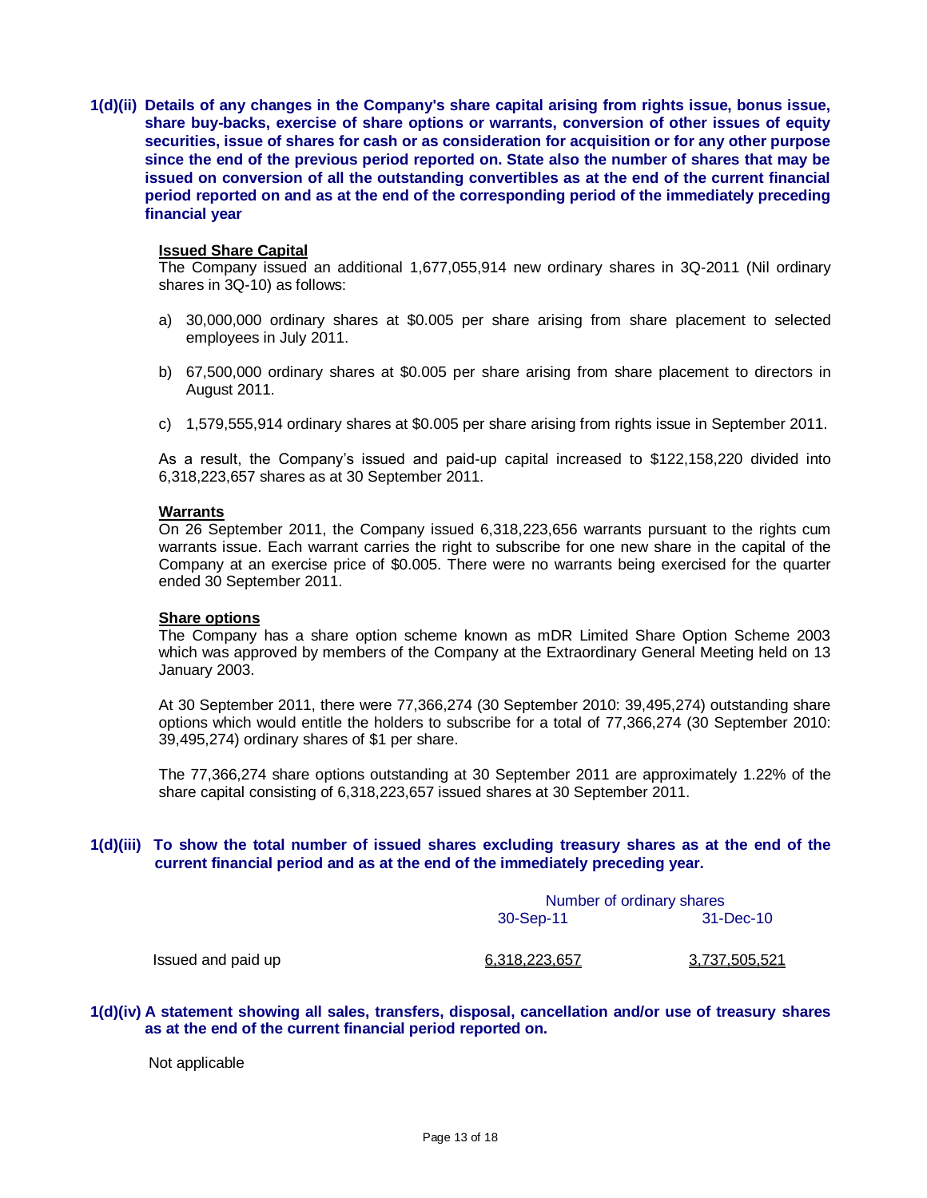**1(d)(ii) Details of any changes in the Company's share capital arising from rights issue, bonus issue, share buy-backs, exercise of share options or warrants, conversion of other issues of equity securities, issue of shares for cash or as consideration for acquisition or for any other purpose since the end of the previous period reported on. State also the number of shares that may be issued on conversion of all the outstanding convertibles as at the end of the current financial period reported on and as at the end of the corresponding period of the immediately preceding financial year**

**Issued Share Capital**

The Company issued an additional 1,677,055,914 new ordinary shares in 3Q-2011 (Nil ordinary shares in 3Q-10) as follows:

a) 30,000,000 ordinary shares at $0.005 per share arising from share placement to selected employees in July 2011.

b) 67,500,000 ordinary shares at $0.005 per share arising from share placement to directors in August 2011.

c) 1,579,555,914 ordinary shares at $0.005 per share arising from rights issue in September 2011.

As a result, the Company's issued and paid-up capital increased to $122,158,220 divided into 6,318,223,657 shares as at 30 September 2011.

**Warrants**

On 26 September 2011, the Company issued 6,318,223,656 warrants pursuant to the rights cum warrants issue. Each warrant carries the right to subscribe for one new share in the capital of the Company at an exercise price of $0.005. There were no warrants being exercised for the quarter ended 30 September 2011.

**Share options**

The Company has a share option scheme known as mDR Limited Share Option Scheme 2003 which was approved by members of the Company at the Extraordinary General Meeting held on 13 January 2003.

At 30 September 2011, there were 77,366,274 (30 September 2010: 39,495,274) outstanding share options which would entitle the holders to subscribe for a total of 77,366,274 (30 September 2010: 39,495,274) ordinary shares of $1 per share.

The 77,366,274 share options outstanding at 30 September 2011 are approximately 1.22% of the share capital consisting of 6,318,223,657 issued shares at 30 September 2011.

**1(d)(iii) To show the total number of issued shares excluding treasury shares as at the end of the current financial period and as at the end of the immediately preceding year.**

| | Number of ordinary shares | |
|---|---|---|
| | 30-Sep-11 | 31-Dec-10 |
| Issued and paid up | 6,318,223,657 | 3,737,505,521 |

**1(d)(iv) A statement showing all sales, transfers, disposal, cancellation and/or use of treasury shares as at the end of the current financial period reported on.**

Not applicable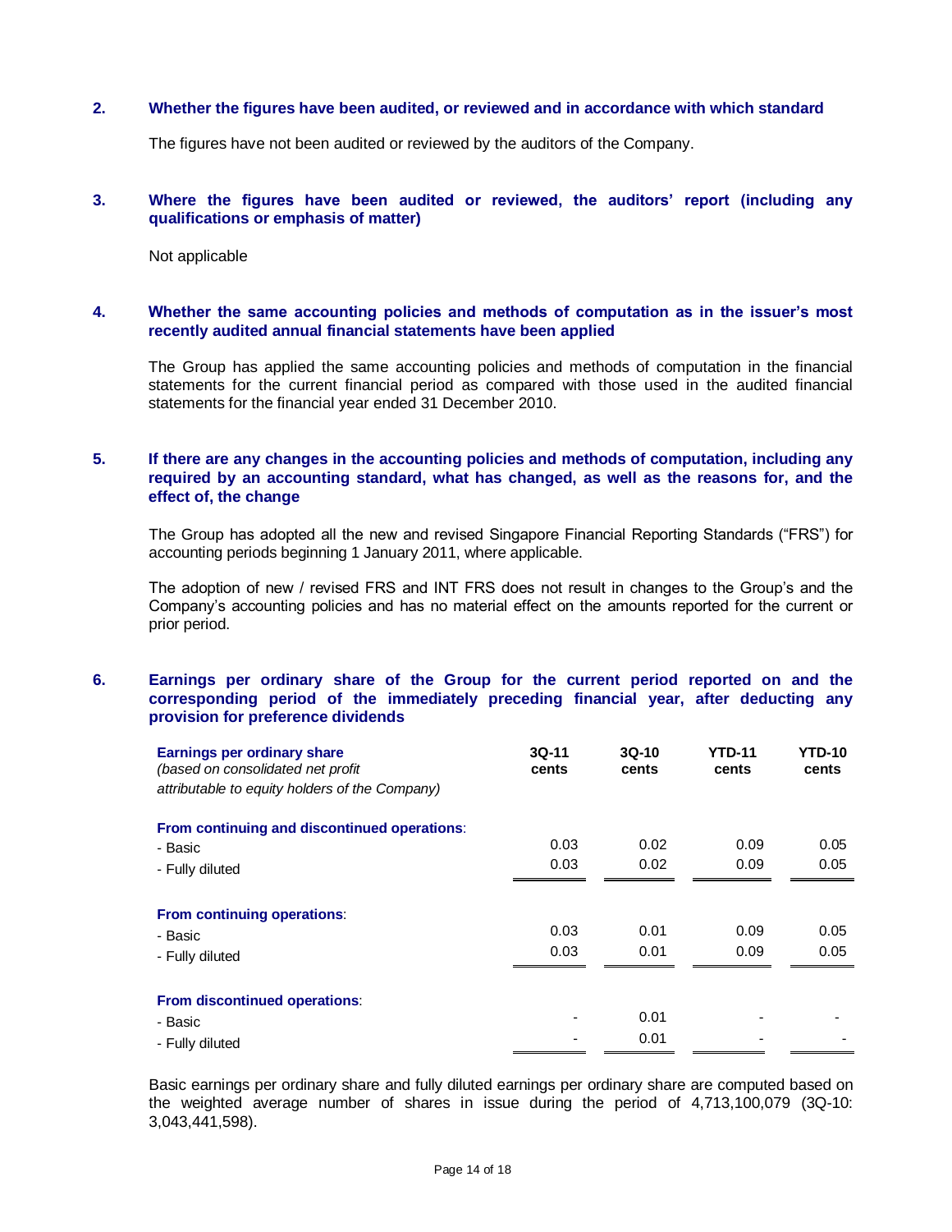## 2. Whether the figures have been audited, or reviewed and in accordance with which standard

The figures have not been audited or reviewed by the auditors of the Company.

## 3. Where the figures have been audited or reviewed, the auditors' report (including any qualifications or emphasis of matter)

Not applicable

## 4. Whether the same accounting policies and methods of computation as in the issuer's most recently audited annual financial statements have been applied

The Group has applied the same accounting policies and methods of computation in the financial statements for the current financial period as compared with those used in the audited financial statements for the financial year ended 31 December 2010.

## 5. If there are any changes in the accounting policies and methods of computation, including any required by an accounting standard, what has changed, as well as the reasons for, and the effect of, the change

The Group has adopted all the new and revised Singapore Financial Reporting Standards ("FRS") for accounting periods beginning 1 January 2011, where applicable.

The adoption of new / revised FRS and INT FRS does not result in changes to the Group's and the Company's accounting policies and has no material effect on the amounts reported for the current or prior period.

## 6. Earnings per ordinary share of the Group for the current period reported on and the corresponding period of the immediately preceding financial year, after deducting any provision for preference dividends

| **Earnings per ordinary share** *(based on consolidated net profit attributable to equity holders of the Company)* | **3Q-11 cents** | **3Q-10 cents** | **YTD-11 cents** | **YTD-10 cents** |
|---|---|---|---|---|
| **From continuing and discontinued operations**: | | | | |
| - Basic | 0.03 | 0.02 | 0.09 | 0.05 |
| - Fully diluted | 0.03 | 0.02 | 0.09 | 0.05 |
| **From continuing operations**: | | | | |
| - Basic | 0.03 | 0.01 | 0.09 | 0.05 |
| - Fully diluted | 0.03 | 0.01 | 0.09 | 0.05 |
| **From discontinued operations**: | | | | |
| - Basic | - | 0.01 | - | - |
| - Fully diluted | - | 0.01 | - | - |

Basic earnings per ordinary share and fully diluted earnings per ordinary share are computed based on the weighted average number of shares in issue during the period of 4,713,100,079 (3Q-10: 3,043,441,598).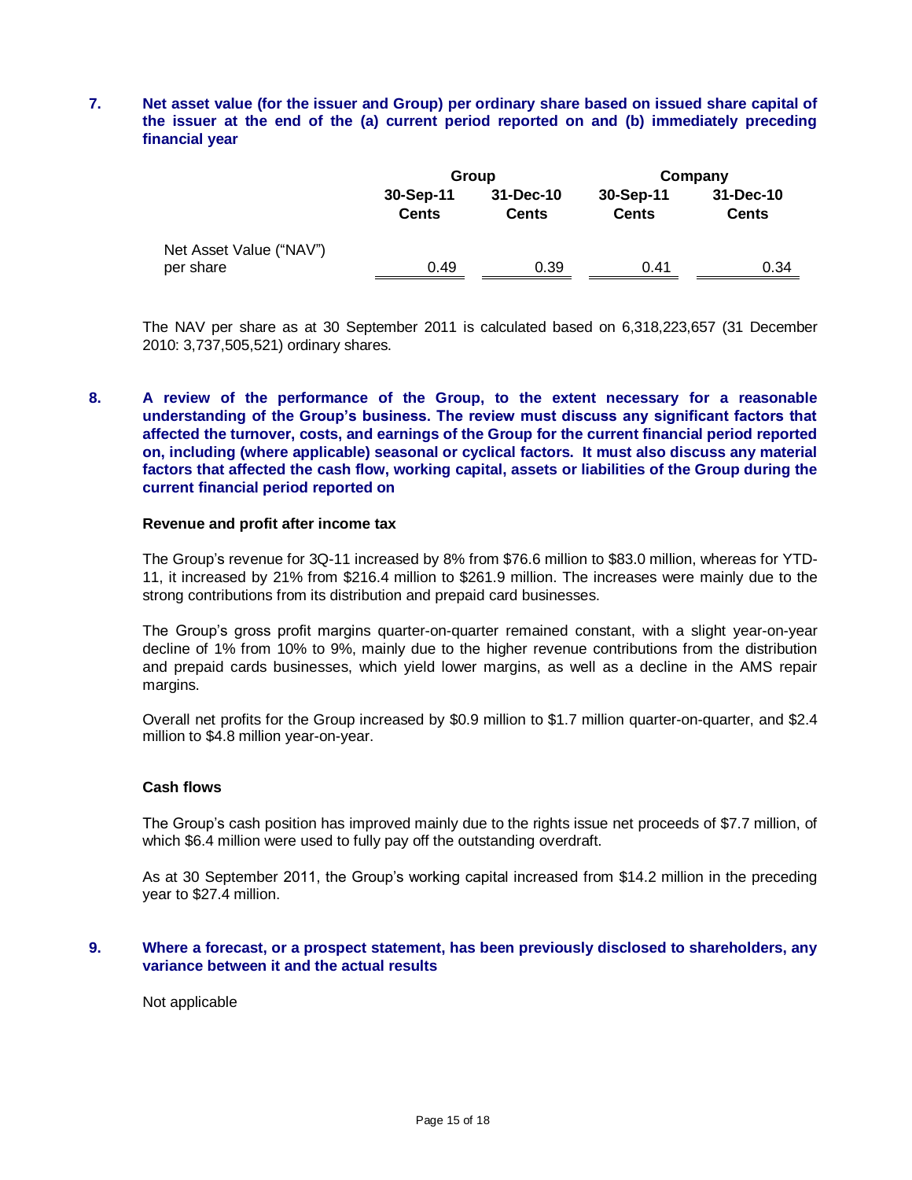## 7. Net asset value (for the issuer and Group) per ordinary share based on issued share capital of the issuer at the end of the (a) current period reported on and (b) immediately preceding financial year

| | Group | | Company | |
|---|---|---|---|---|
| | 30-Sep-11 Cents | 31-Dec-10 Cents | 30-Sep-11 Cents | 31-Dec-10 Cents |
| Net Asset Value ("NAV") per share | 0.49 | 0.39 | 0.41 | 0.34 |

The NAV per share as at 30 September 2011 is calculated based on 6,318,223,657 (31 December 2010: 3,737,505,521) ordinary shares.

## 8. A review of the performance of the Group, to the extent necessary for a reasonable understanding of the Group's business. The review must discuss any significant factors that affected the turnover, costs, and earnings of the Group for the current financial period reported on, including (where applicable) seasonal or cyclical factors. It must also discuss any material factors that affected the cash flow, working capital, assets or liabilities of the Group during the current financial period reported on

### Revenue and profit after income tax

The Group's revenue for 3Q-11 increased by 8% from $76.6 million to $83.0 million, whereas for YTD-11, it increased by 21% from $216.4 million to $261.9 million. The increases were mainly due to the strong contributions from its distribution and prepaid card businesses.

The Group's gross profit margins quarter-on-quarter remained constant, with a slight year-on-year decline of 1% from 10% to 9%, mainly due to the higher revenue contributions from the distribution and prepaid cards businesses, which yield lower margins, as well as a decline in the AMS repair margins.

Overall net profits for the Group increased by $0.9 million to $1.7 million quarter-on-quarter, and $2.4 million to $4.8 million year-on-year.

### Cash flows

The Group's cash position has improved mainly due to the rights issue net proceeds of $7.7 million, of which $6.4 million were used to fully pay off the outstanding overdraft.

As at 30 September 2011, the Group's working capital increased from $14.2 million in the preceding year to $27.4 million.

## 9. Where a forecast, or a prospect statement, has been previously disclosed to shareholders, any variance between it and the actual results

Not applicable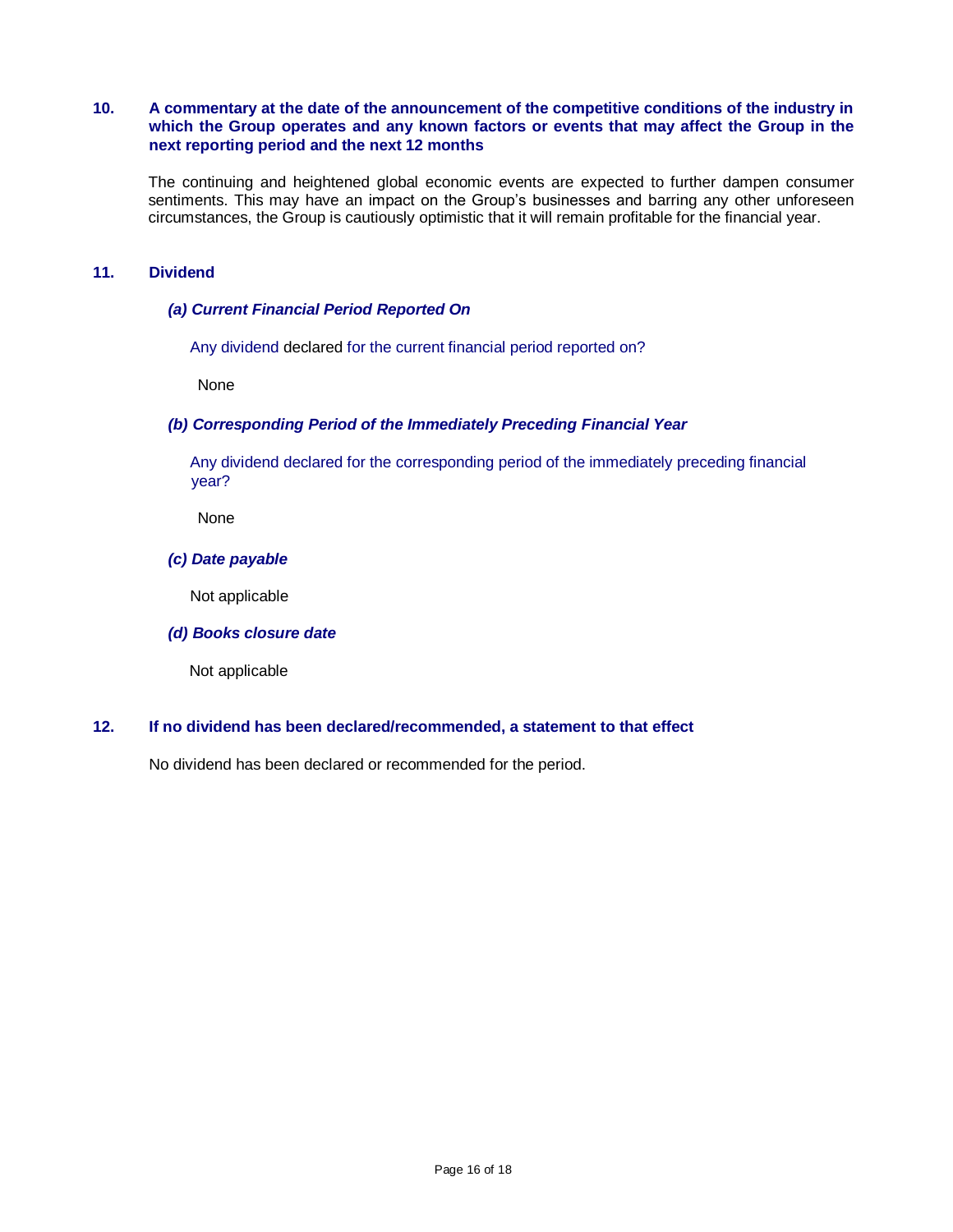## 10. A commentary at the date of the announcement of the competitive conditions of the industry in which the Group operates and any known factors or events that may affect the Group in the next reporting period and the next 12 months

The continuing and heightened global economic events are expected to further dampen consumer sentiments. This may have an impact on the Group's businesses and barring any other unforeseen circumstances, the Group is cautiously optimistic that it will remain profitable for the financial year.

## 11. Dividend

### *(a) Current Financial Period Reported On*

Any dividend declared for the current financial period reported on?

None

### *(b) Corresponding Period of the Immediately Preceding Financial Year*

Any dividend declared for the corresponding period of the immediately preceding financial year?

None

### *(c) Date payable*

Not applicable

### *(d) Books closure date*

Not applicable

## 12. If no dividend has been declared/recommended, a statement to that effect

No dividend has been declared or recommended for the period.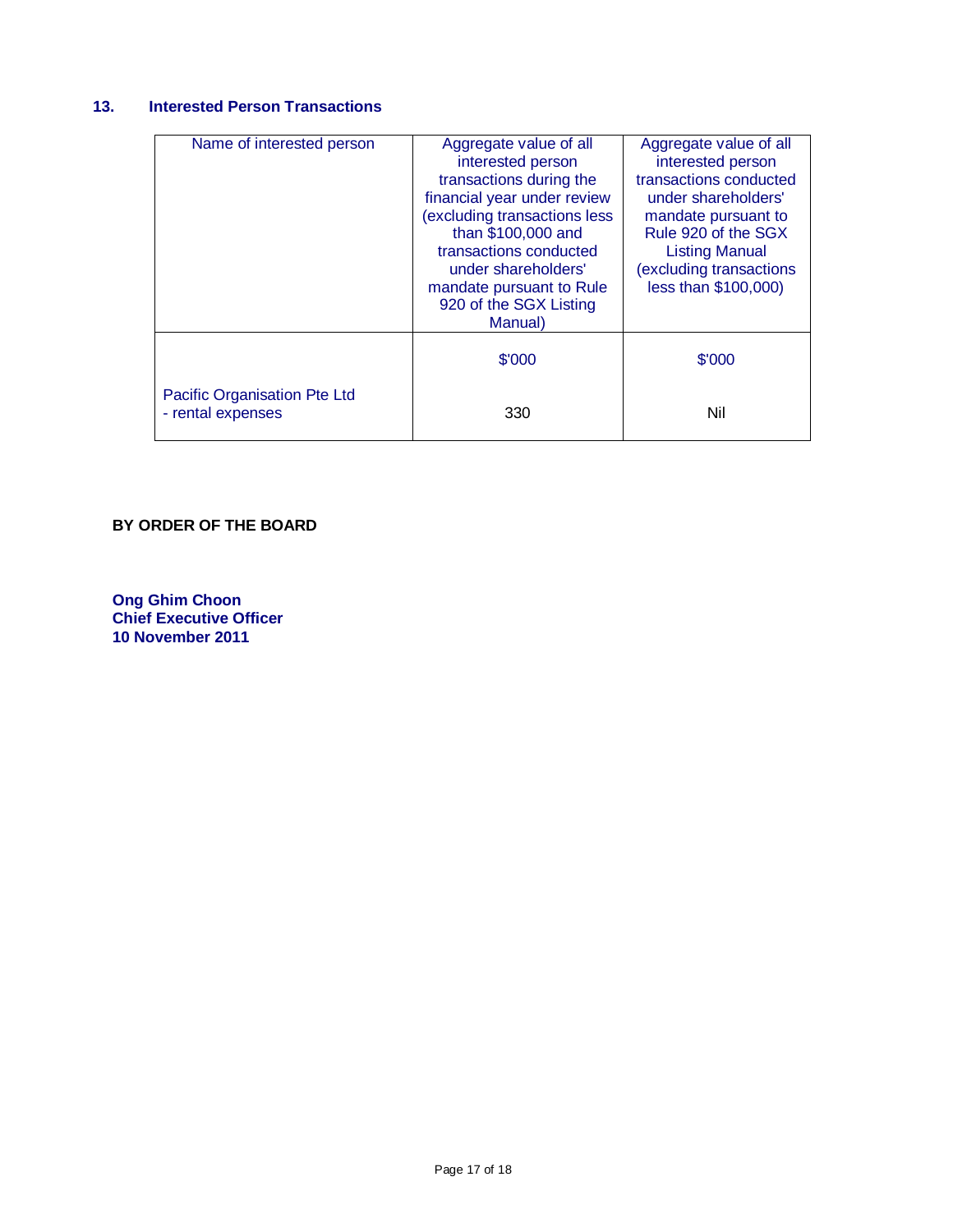## 13. Interested Person Transactions

| Name of interested person | Aggregate value of all interested person transactions during the financial year under review (excluding transactions less than $100,000 and transactions conducted under shareholders' mandate pursuant to Rule 920 of the SGX Listing Manual) | Aggregate value of all interested person transactions conducted under shareholders' mandate pursuant to Rule 920 of the SGX Listing Manual (excluding transactions less than $100,000) |
|---|---|---|
| | $'000 | $'000 |
| Pacific Organisation Pte Ltd<br>- rental expenses | 330 | Nil |

**BY ORDER OF THE BOARD**

**Ong Ghim Choon**
**Chief Executive Officer**
**10 November 2011**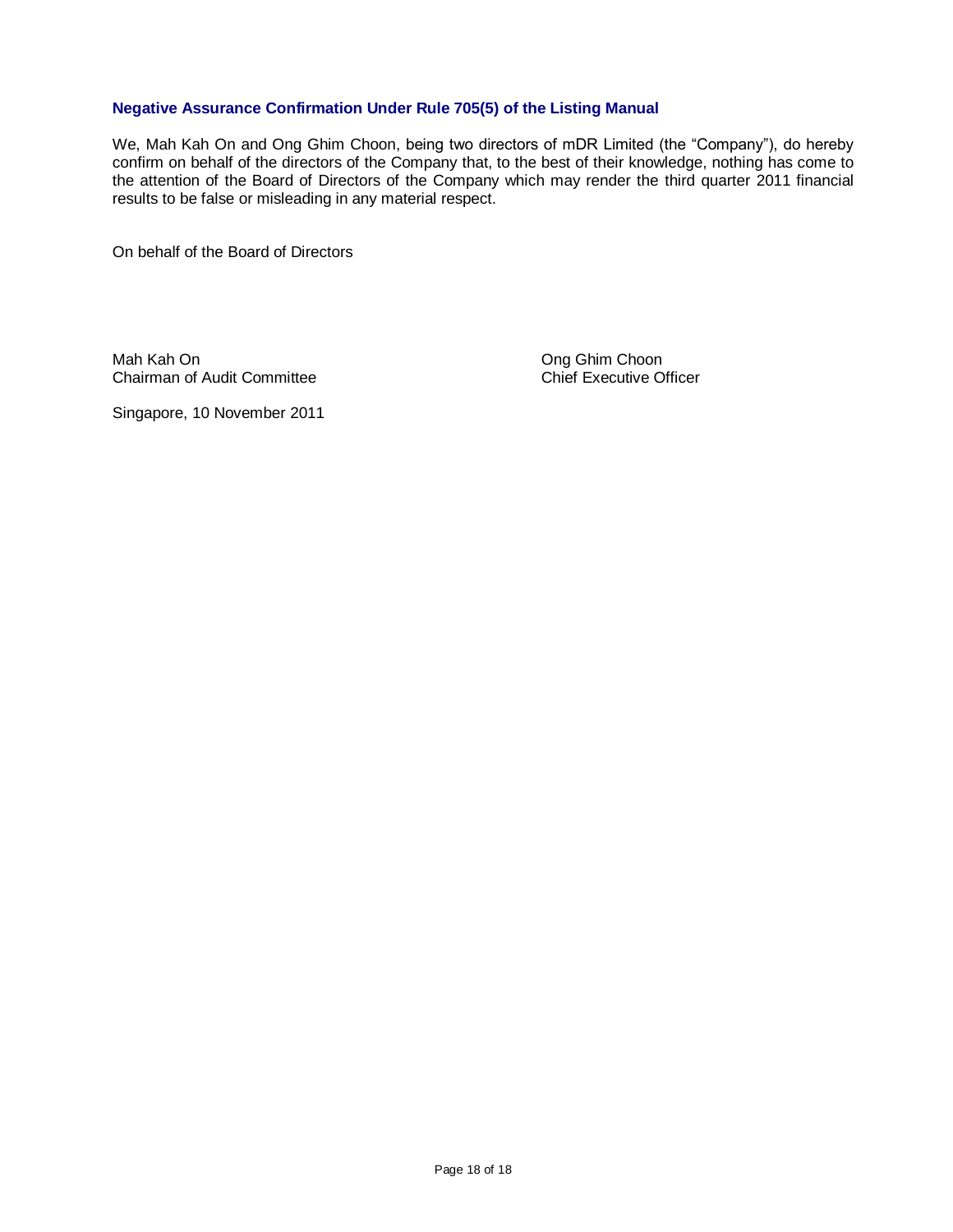### Negative Assurance Confirmation Under Rule 705(5) of the Listing Manual

We, Mah Kah On and Ong Ghim Choon, being two directors of mDR Limited (the "Company"), do hereby confirm on behalf of the directors of the Company that, to the best of their knowledge, nothing has come to the attention of the Board of Directors of the Company which may render the third quarter 2011 financial results to be false or misleading in any material respect.

On behalf of the Board of Directors

Mah Kah On
Chairman of Audit Committee

Ong Ghim Choon
Chief Executive Officer

Singapore, 10 November 2011